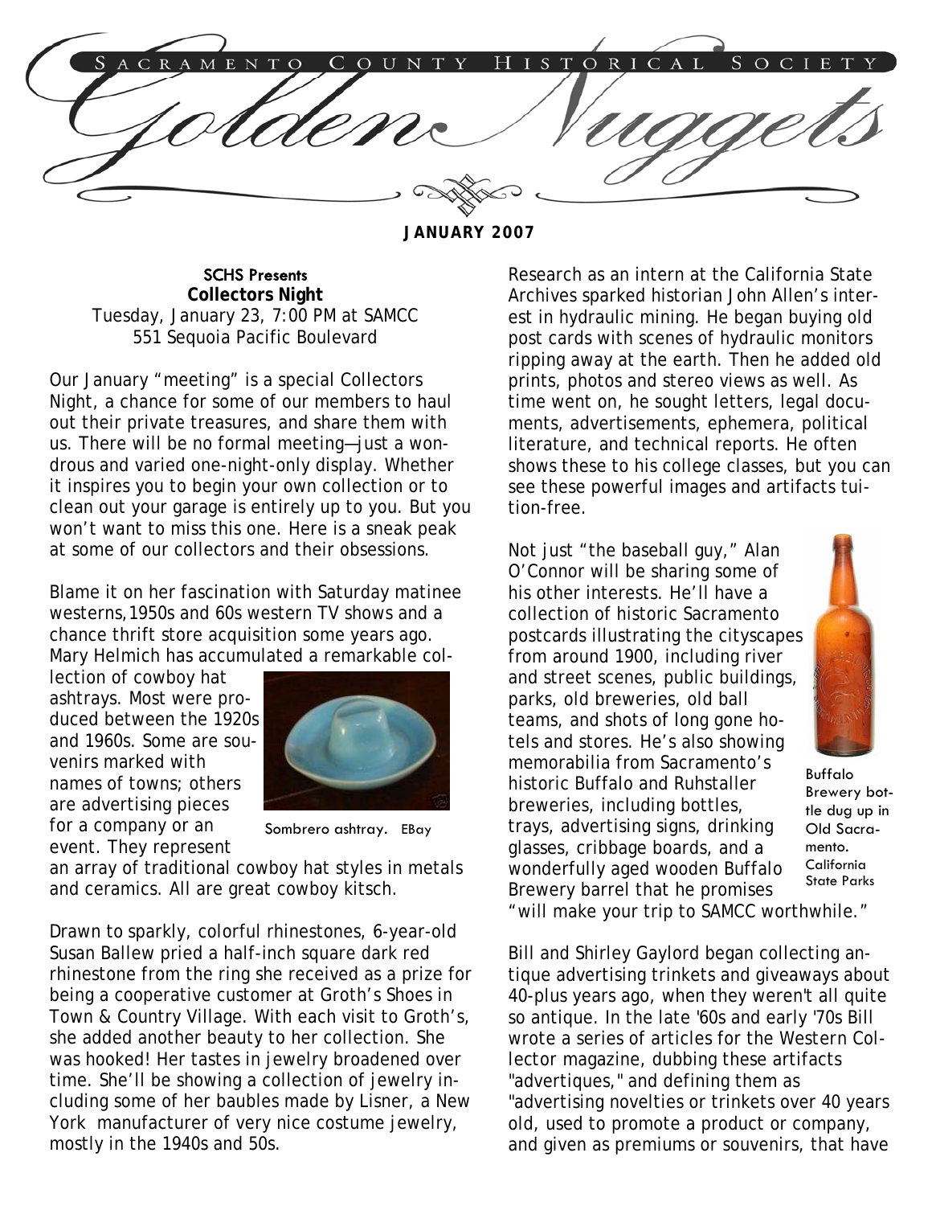# Sacramento County Historical Society

# Golden Nuggets

**JANUARY 2007**

**SCHS Presents**

**Collectors Night**

Tuesday, January 23, 7:00 PM at SAMCC
551 Sequoia Pacific Boulevard

Our January "meeting" is a special Collectors Night, a chance for some of our members to haul out their private treasures, and share them with us. There will be no formal meeting—just a wondrous and varied one-night-only display. Whether it inspires you to begin your own collection or to clean out your garage is entirely up to you. But you won't want to miss this one. Here is a sneak peak at some of our collectors and their obsessions.

Blame it on her fascination with Saturday matinee westerns, 1950s and 60s western TV shows and a chance thrift store acquisition some years ago. Mary Helmich has accumulated a remarkable collection of cowboy hat ashtrays. Most were produced between the 1920s and 1960s. Some are souvenirs marked with names of towns; others are advertising pieces for a company or an event. They represent an array of traditional cowboy hat styles in metals and ceramics. All are great cowboy kitsch.

Sombrero ashtray. EBay

Drawn to sparkly, colorful rhinestones, 6-year-old Susan Ballew pried a half-inch square dark red rhinestone from the ring she received as a prize for being a cooperative customer at Groth's Shoes in Town & Country Village. With each visit to Groth's, she added another beauty to her collection. She was hooked! Her tastes in jewelry broadened over time. She'll be showing a collection of jewelry including some of her baubles made by Lisner, a New York manufacturer of very nice costume jewelry, mostly in the 1940s and 50s.

Research as an intern at the California State Archives sparked historian John Allen's interest in hydraulic mining. He began buying old post cards with scenes of hydraulic monitors ripping away at the earth. Then he added old prints, photos and stereo views as well. As time went on, he sought letters, legal documents, advertisements, ephemera, political literature, and technical reports. He often shows these to his college classes, but you can see these powerful images and artifacts tuition-free.

Not just "the baseball guy," Alan O'Connor will be sharing some of his other interests. He'll have a collection of historic Sacramento postcards illustrating the cityscapes from around 1900, including river and street scenes, public buildings, parks, old breweries, old ball teams, and shots of long gone hotels and stores. He's also showing memorabilia from Sacramento's historic Buffalo and Ruhstaller breweries, including bottles, trays, advertising signs, drinking glasses, cribbage boards, and a wonderfully aged wooden Buffalo Brewery barrel that he promises "will make your trip to SAMCC worthwhile."

Buffalo Brewery bottle dug up in Old Sacramento. California State Parks

Bill and Shirley Gaylord began collecting antique advertising trinkets and giveaways about 40-plus years ago, when they weren't all quite so antique. In the late '60s and early '70s Bill wrote a series of articles for the Western Collector magazine, dubbing these artifacts "advertiques," and defining them as "advertising novelties or trinkets over 40 years old, used to promote a product or company, and given as premiums or souvenirs, that have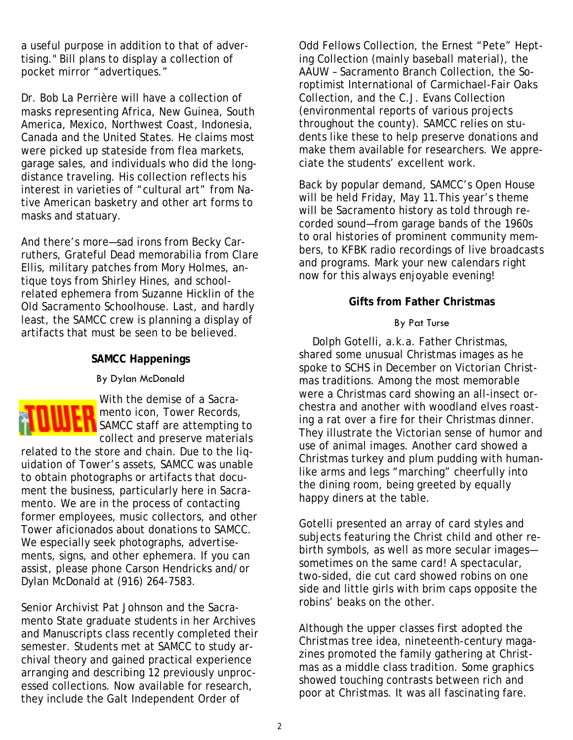a useful purpose in addition to that of advertising." Bill plans to display a collection of pocket mirror "advertiques."

Dr. Bob La Perrière will have a collection of masks representing Africa, New Guinea, South America, Mexico, Northwest Coast, Indonesia, Canada and the United States. He claims most were picked up stateside from flea markets, garage sales, and individuals who did the long-distance traveling. His collection reflects his interest in varieties of "cultural art" from Native American basketry and other art forms to masks and statuary.

And there's more—sad irons from Becky Carruthers, Grateful Dead memorabilia from Clare Ellis, military patches from Mory Holmes, antique toys from Shirley Hines, and school-related ephemera from Suzanne Hicklin of the Old Sacramento Schoolhouse. Last, and hardly least, the SAMCC crew is planning a display of artifacts that must be seen to be believed.

### SAMCC Happenings

By Dylan McDonald

With the demise of a Sacramento icon, Tower Records, SAMCC staff are attempting to collect and preserve materials related to the store and chain. Due to the liquidation of Tower's assets, SAMCC was unable to obtain photographs or artifacts that document the business, particularly here in Sacramento. We are in the process of contacting former employees, music collectors, and other Tower aficionados about donations to SAMCC. We especially seek photographs, advertisements, signs, and other ephemera. If you can assist, please phone Carson Hendricks and/or Dylan McDonald at (916) 264-7583.

Senior Archivist Pat Johnson and the Sacramento State graduate students in her Archives and Manuscripts class recently completed their semester. Students met at SAMCC to study archival theory and gained practical experience arranging and describing 12 previously unprocessed collections. Now available for research, they include the Galt Independent Order of Odd Fellows Collection, the Ernest "Pete" Hepting Collection (mainly baseball material), the AAUW – Sacramento Branch Collection, the Soroptimist International of Carmichael-Fair Oaks Collection, and the C.J. Evans Collection (environmental reports of various projects throughout the county). SAMCC relies on students like these to help preserve donations and make them available for researchers. We appreciate the students' excellent work.

Back by popular demand, SAMCC's Open House will be held Friday, May 11. This year's theme will be Sacramento history as told through recorded sound—from garage bands of the 1960s to oral histories of prominent community members, to KFBK radio recordings of live broadcasts and programs. Mark your new calendars right now for this always enjoyable evening!

### Gifts from Father Christmas

By Pat Turse

Dolph Gotelli, a.k.a. Father Christmas, shared some unusual Christmas images as he spoke to SCHS in December on Victorian Christmas traditions. Among the most memorable were a Christmas card showing an all-insect orchestra and another with woodland elves roasting a rat over a fire for their Christmas dinner. They illustrate the Victorian sense of humor and use of animal images. Another card showed a Christmas turkey and plum pudding with human-like arms and legs "marching" cheerfully into the dining room, being greeted by equally happy diners at the table.

Gotelli presented an array of card styles and subjects featuring the Christ child and other rebirth symbols, as well as more secular images—sometimes on the same card! A spectacular, two-sided, die cut card showed robins on one side and little girls with brim caps opposite the robins' beaks on the other.

Although the upper classes first adopted the Christmas tree idea, nineteenth-century magazines promoted the family gathering at Christmas as a middle class tradition. Some graphics showed touching contrasts between rich and poor at Christmas. It was all fascinating fare.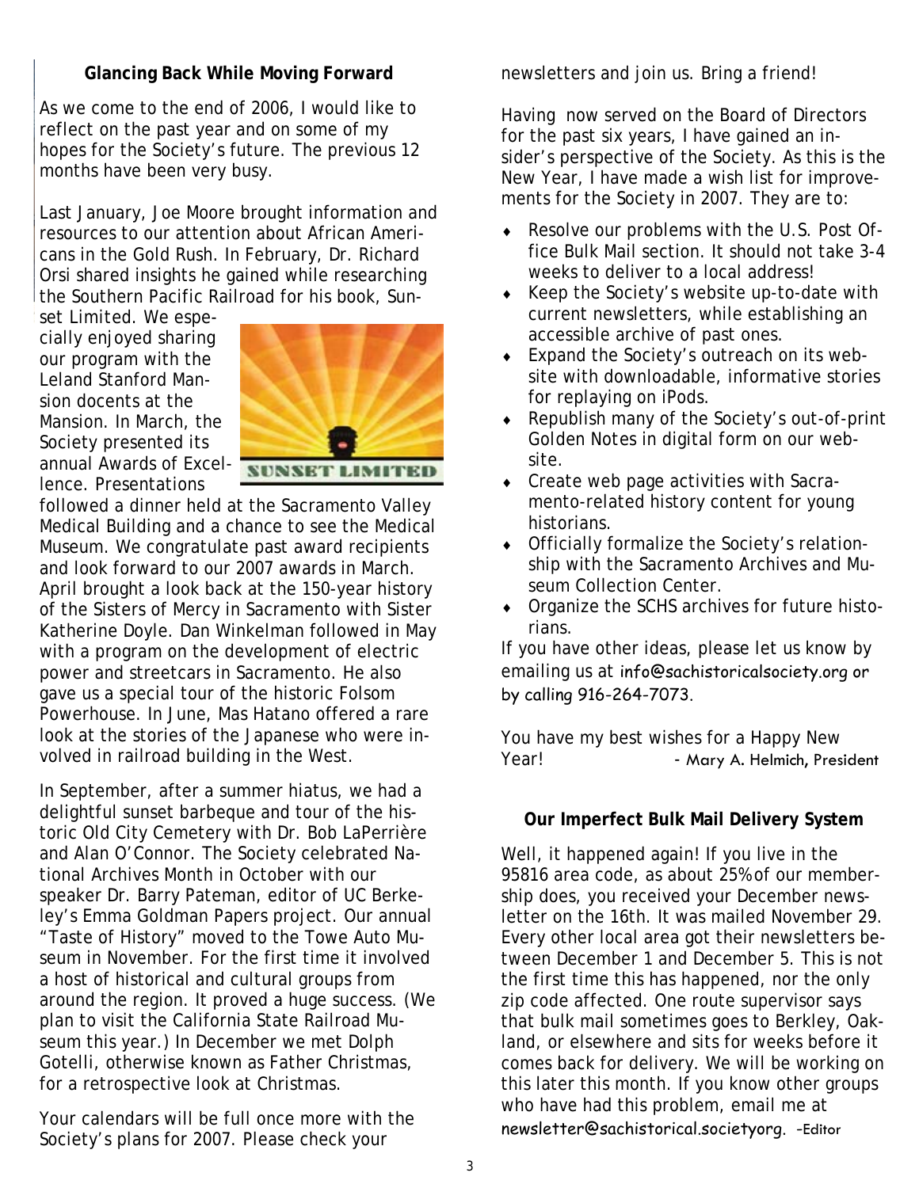**Glancing Back While Moving Forward**

As we come to the end of 2006, I would like to reflect on the past year and on some of my hopes for the Society's future. The previous 12 months have been very busy.

Last January, Joe Moore brought information and resources to our attention about African Americans in the Gold Rush. In February, Dr. Richard Orsi shared insights he gained while researching the Southern Pacific Railroad for his book, *Sunset Limited*. We especially enjoyed sharing our program with the Leland Stanford Mansion docents at the Mansion. In March, the Society presented its annual Awards of Excellence. Presentations followed a dinner held at the Sacramento Valley Medical Building and a chance to see the Medical Museum. We congratulate past award recipients and look forward to our 2007 awards in March. April brought a look back at the 150-year history of the Sisters of Mercy in Sacramento with Sister Katherine Doyle. Dan Winkelman followed in May with a program on the development of electric power and streetcars in Sacramento. He also gave us a special tour of the historic Folsom Powerhouse. In June, Mas Hatano offered a rare look at the stories of the Japanese who were involved in railroad building in the West.

In September, after a summer hiatus, we had a delightful sunset barbeque and tour of the historic Old City Cemetery with Dr. Bob LaPerrière and Alan O'Connor. The Society celebrated National Archives Month in October with our speaker Dr. Barry Pateman, editor of UC Berkeley's Emma Goldman Papers project. Our annual "Taste of History" moved to the Towe Auto Museum in November. For the first time it involved a host of historical and cultural groups from around the region. It proved a huge success. (We plan to visit the California State Railroad Museum this year.) In December we met Dolph Gotelli, otherwise known as Father Christmas, for a retrospective look at Christmas.

Your calendars will be full once more with the Society's plans for 2007. Please check your newsletters and join us. Bring a friend!

Having now served on the Board of Directors for the past six years, I have gained an insider's perspective of the Society. As this is the New Year, I have made a wish list for improvements for the Society in 2007. They are to:

- Resolve our problems with the U.S. Post Office Bulk Mail section. It should not take 3-4 weeks to deliver to a local address!
- Keep the Society's website up-to-date with current newsletters, while establishing an accessible archive of past ones.
- Expand the Society's outreach on its website with downloadable, informative stories for replaying on iPods.
- Republish many of the Society's out-of-print *Golden Notes* in digital form on our website.
- Create web page activities with Sacramento-related history content for young historians.
- Officially formalize the Society's relationship with the Sacramento Archives and Museum Collection Center.
- Organize the SCHS archives for future historians.

If you have other ideas, please let us know by emailing us at info@sachistoricalsociety.org or by calling 916-264-7073.

You have my best wishes for a Happy New Year! - Mary A. Helmich, President

**Our Imperfect Bulk Mail Delivery System**

Well, it happened again! If you live in the 95816 area code, as about 25% of our membership does, you received your December newsletter on the 16th. It was mailed November 29. Every other local area got their newsletters between December 1 and December 5. This is not the first time this has happened, nor the only zip code affected. One route supervisor says that bulk mail sometimes goes to Berkley, Oakland, or elsewhere and sits for weeks before it comes back for delivery. We will be working on this later this month. If you know other groups who have had this problem, email me at newsletter@sachistorical.societyorg. –Editor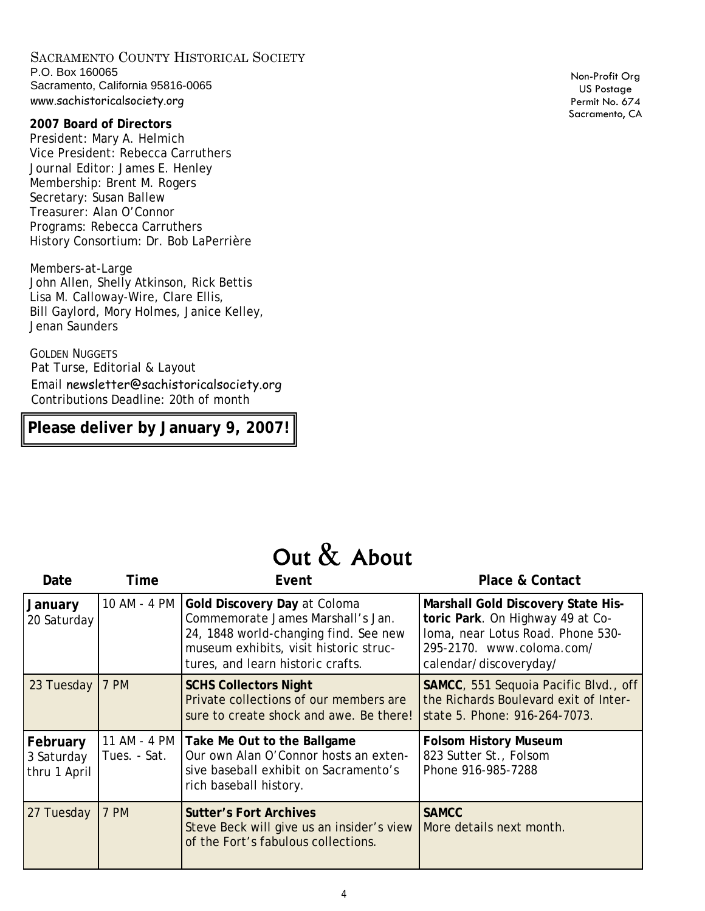SACRAMENTO COUNTY HISTORICAL SOCIETY
P.O. Box 160065
Sacramento, California 95816-0065
www.sachistoricalsociety.org

Non-Profit Org
US Postage
Permit No. 674
Sacramento, CA

**2007 Board of Directors**
President: Mary A. Helmich
Vice President: Rebecca Carruthers
Journal Editor: James E. Henley
Membership: Brent M. Rogers
Secretary: Susan Ballew
Treasurer: Alan O'Connor
Programs: Rebecca Carruthers
History Consortium: Dr. Bob LaPerrière

Members-at-Large
John Allen, Shelly Atkinson, Rick Bettis
Lisa M. Calloway-Wire, Clare Ellis,
Bill Gaylord, Mory Holmes, Janice Kelley,
Jenan Saunders

GOLDEN NUGGETS
Pat Turse, Editorial & Layout
Email newsletter@sachistoricalsociety.org
Contributions Deadline: 20th of month

**Please deliver by January 9, 2007!**

# Out & About

| Date | Time | Event | Place & Contact |
|---|---|---|---|
| **January** 20 Saturday | 10 AM - 4 PM | **Gold Discovery Day** at Coloma Commemorate James Marshall's Jan. 24, 1848 world-changing find. See new museum exhibits, visit historic structures, and learn historic crafts. | **Marshall Gold Discovery State Historic Park**. On Highway 49 at Coloma, near Lotus Road. Phone 530-295-2170. www.coloma.com/calendar/discoveryday/ |
| 23 Tuesday | 7 PM | **SCHS Collectors Night** Private collections of our members are sure to create shock and awe. Be there! | **SAMCC**, 551 Sequoia Pacific Blvd., off the Richards Boulevard exit of Interstate 5. Phone: 916-264-7073. |
| **February** 3 Saturday thru 1 April | 11 AM - 4 PM Tues. - Sat. | **Take Me Out to the Ballgame** Our own Alan O'Connor hosts an extensive baseball exhibit on Sacramento's rich baseball history. | **Folsom History Museum** 823 Sutter St., Folsom Phone 916-985-7288 |
| 27 Tuesday | 7 PM | **Sutter's Fort Archives** Steve Beck will give us an insider's view of the Fort's fabulous collections. | **SAMCC** More details next month. |